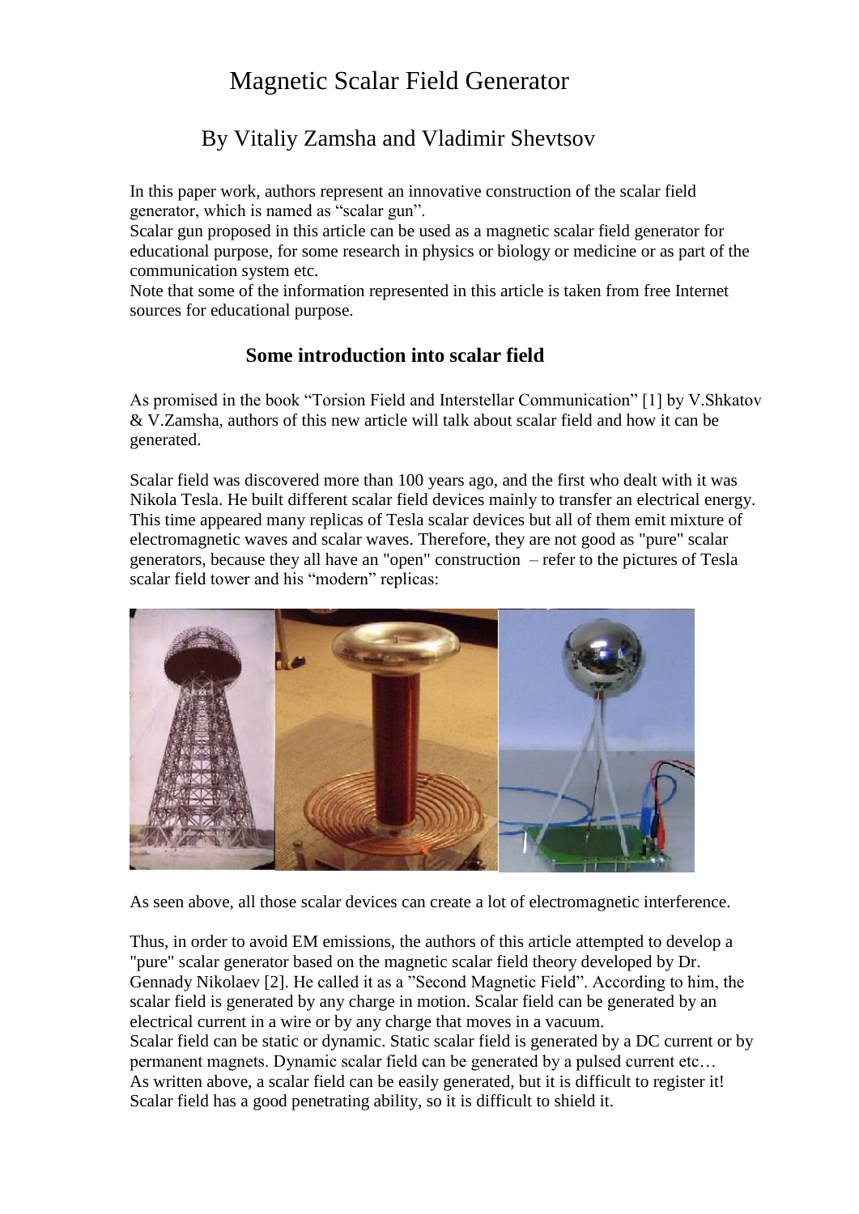# Magnetic Scalar Field Generator

## By Vitaliy Zamsha and Vladimir Shevtsov

In this paper work, authors represent an innovative construction of the scalar field generator, which is named as "scalar gun".
Scalar gun proposed in this article can be used as a magnetic scalar field generator for educational purpose, for some research in physics or biology or medicine or as part of the communication system etc.
Note that some of the information represented in this article is taken from free Internet sources for educational purpose.

### Some introduction into scalar field

As promised in the book "Torsion Field and Interstellar Communication" [1] by V.Shkatov & V.Zamsha, authors of this new article will talk about scalar field and how it can be generated.

Scalar field was discovered more than 100 years ago, and the first who dealt with it was Nikola Tesla. He built different scalar field devices mainly to transfer an electrical energy. This time appeared many replicas of Tesla scalar devices but all of them emit mixture of electromagnetic waves and scalar waves. Therefore, they are not good as "pure" scalar generators, because they all have an "open" construction – refer to the pictures of Tesla scalar field tower and his "modern" replicas:

As seen above, all those scalar devices can create a lot of electromagnetic interference.

Thus, in order to avoid EM emissions, the authors of this article attempted to develop a "pure" scalar generator based on the magnetic scalar field theory developed by Dr. Gennady Nikolaev [2]. He called it as a "Second Magnetic Field". According to him, the scalar field is generated by any charge in motion. Scalar field can be generated by an electrical current in a wire or by any charge that moves in a vacuum.
Scalar field can be static or dynamic. Static scalar field is generated by a DC current or by permanent magnets. Dynamic scalar field can be generated by a pulsed current etc…
As written above, a scalar field can be easily generated, but it is difficult to register it!
Scalar field has a good penetrating ability, so it is difficult to shield it.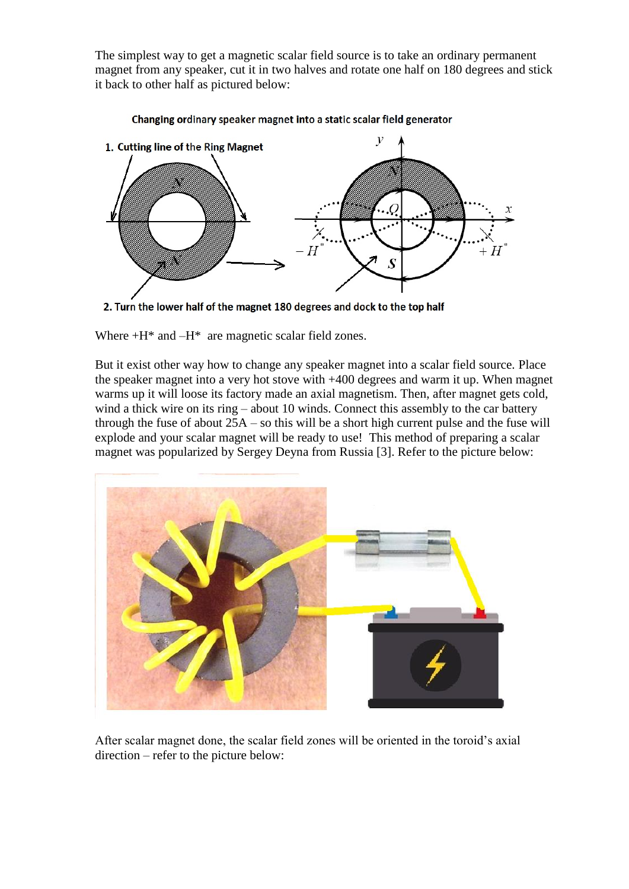The simplest way to get a magnetic scalar field source is to take an ordinary permanent magnet from any speaker, cut it in two halves and rotate one half on 180 degrees and stick it back to other half as pictured below:

**Changing ordinary speaker magnet into a static scalar field generator**

1. Cutting line of the Ring Magnet

2. Turn the lower half of the magnet 180 degrees and dock to the top half

Where $+H^*$ and $-H^*$ are magnetic scalar field zones.

But it exist other way how to change any speaker magnet into a scalar field source. Place the speaker magnet into a very hot stove with +400 degrees and warm it up. When magnet warms up it will loose its factory made an axial magnetism. Then, after magnet gets cold, wind a thick wire on its ring – about 10 winds. Connect this assembly to the car battery through the fuse of about 25A – so this will be a short high current pulse and the fuse will explode and your scalar magnet will be ready to use! This method of preparing a scalar magnet was popularized by Sergey Deyna from Russia [3]. Refer to the picture below:

After scalar magnet done, the scalar field zones will be oriented in the toroid's axial direction – refer to the picture below: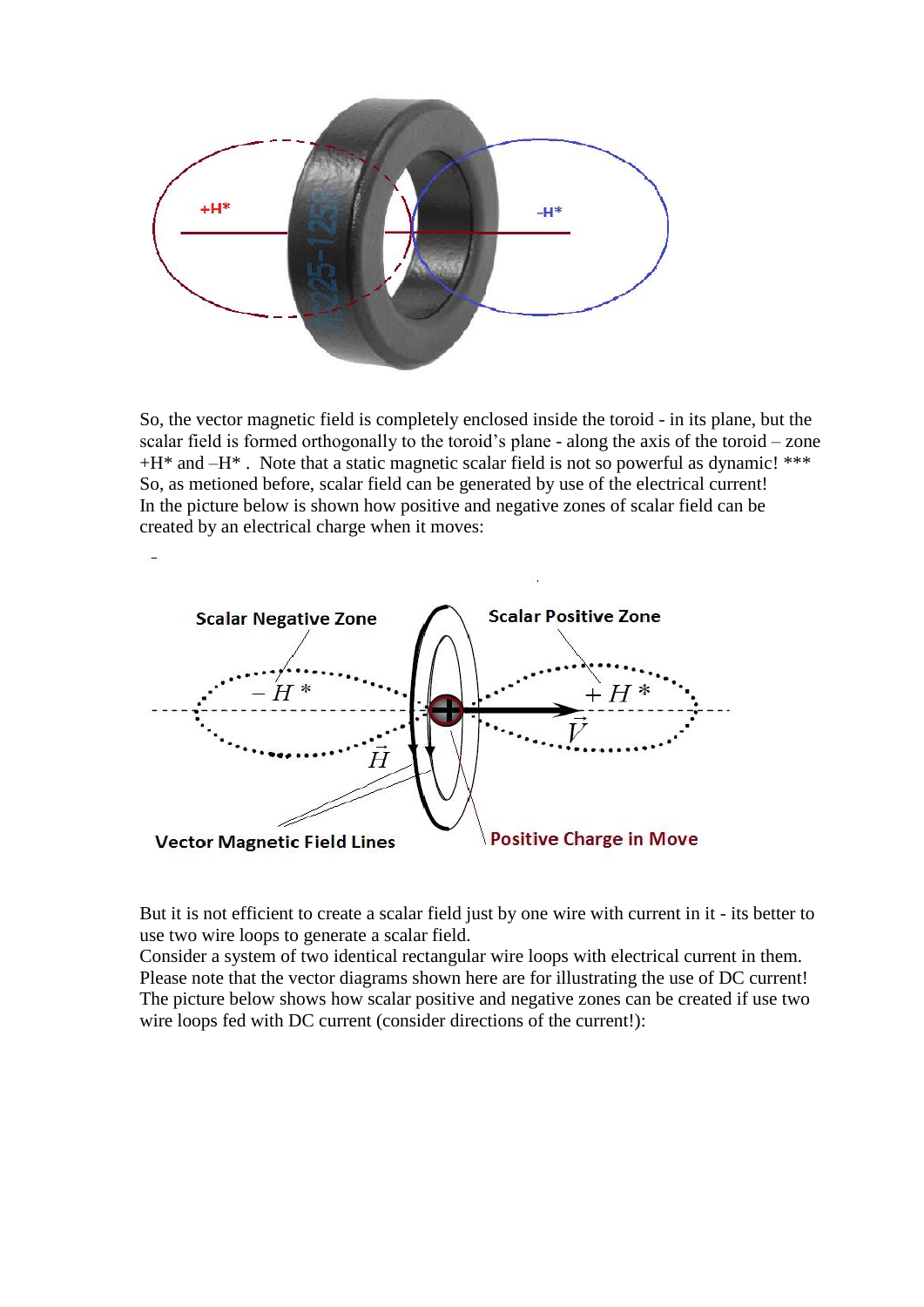So, the vector magnetic field is completely enclosed inside the toroid - in its plane, but the scalar field is formed orthogonally to the toroid's plane - along the axis of the toroid – zone +H* and –H* . Note that a static magnetic scalar field is not so powerful as dynamic! ***
So, as metioned before, scalar field can be generated by use of the electrical current!
In the picture below is shown how positive and negative zones of scalar field can be created by an electrical charge when it moves:

But it is not efficient to create a scalar field just by one wire with current in it - its better to use two wire loops to generate a scalar field.
Consider a system of two identical rectangular wire loops with electrical current in them.
Please note that the vector diagrams shown here are for illustrating the use of DC current!
The picture below shows how scalar positive and negative zones can be created if use two wire loops fed with DC current (consider directions of the current!):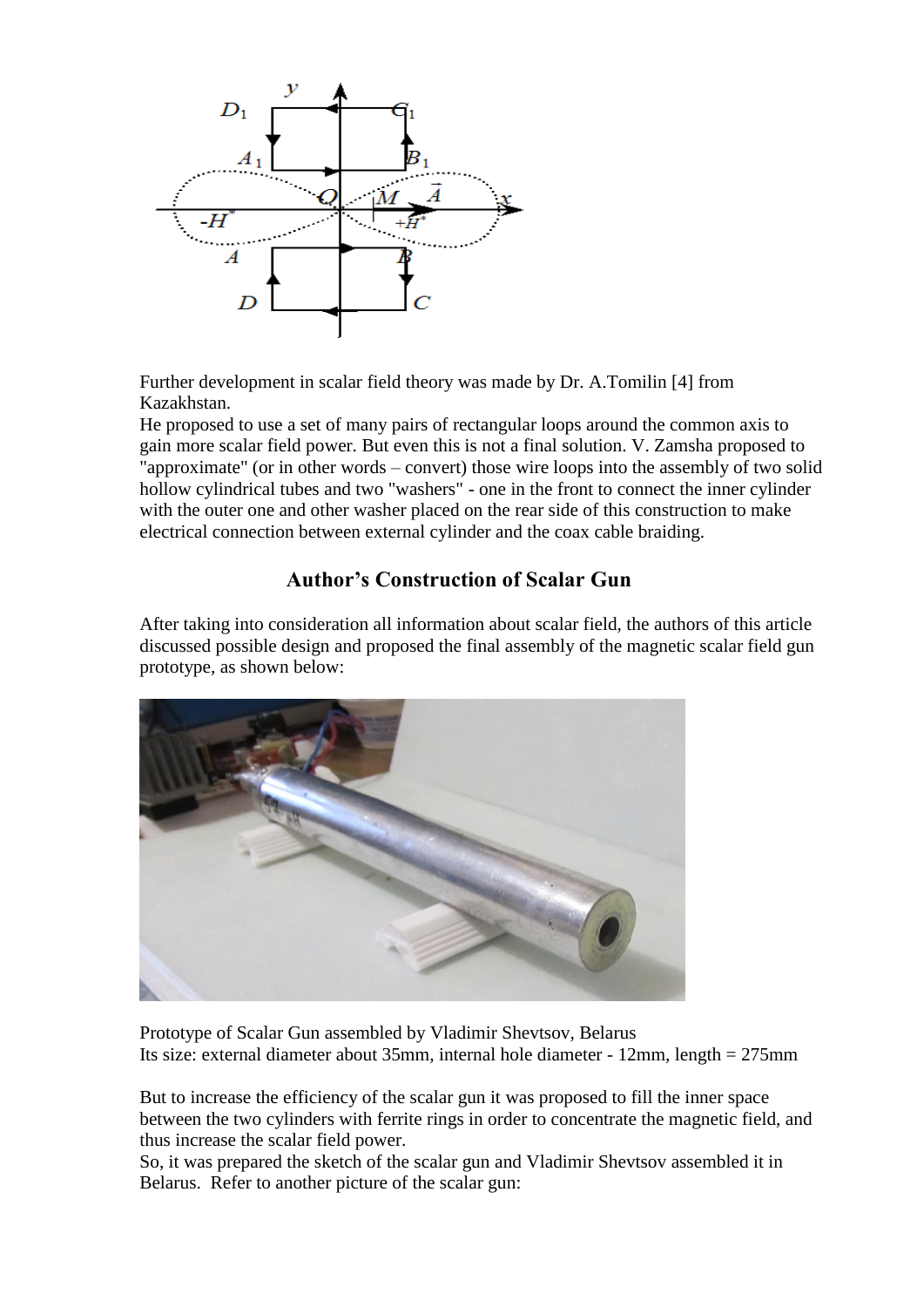Further development in scalar field theory was made by Dr. A.Tomilin [4] from Kazakhstan.

He proposed to use a set of many pairs of rectangular loops around the common axis to gain more scalar field power. But even this is not a final solution. V. Zamsha proposed to "approximate" (or in other words – convert) those wire loops into the assembly of two solid hollow cylindrical tubes and two "washers" - one in the front to connect the inner cylinder with the outer one and other washer placed on the rear side of this construction to make electrical connection between external cylinder and the coax cable braiding.

## Author's Construction of Scalar Gun

After taking into consideration all information about scalar field, the authors of this article discussed possible design and proposed the final assembly of the magnetic scalar field gun prototype, as shown below:

Prototype of Scalar Gun assembled by Vladimir Shevtsov, Belarus
Its size: external diameter about 35mm, internal hole diameter - 12mm, length = 275mm

But to increase the efficiency of the scalar gun it was proposed to fill the inner space between the two cylinders with ferrite rings in order to concentrate the magnetic field, and thus increase the scalar field power.

So, it was prepared the sketch of the scalar gun and Vladimir Shevtsov assembled it in Belarus. Refer to another picture of the scalar gun: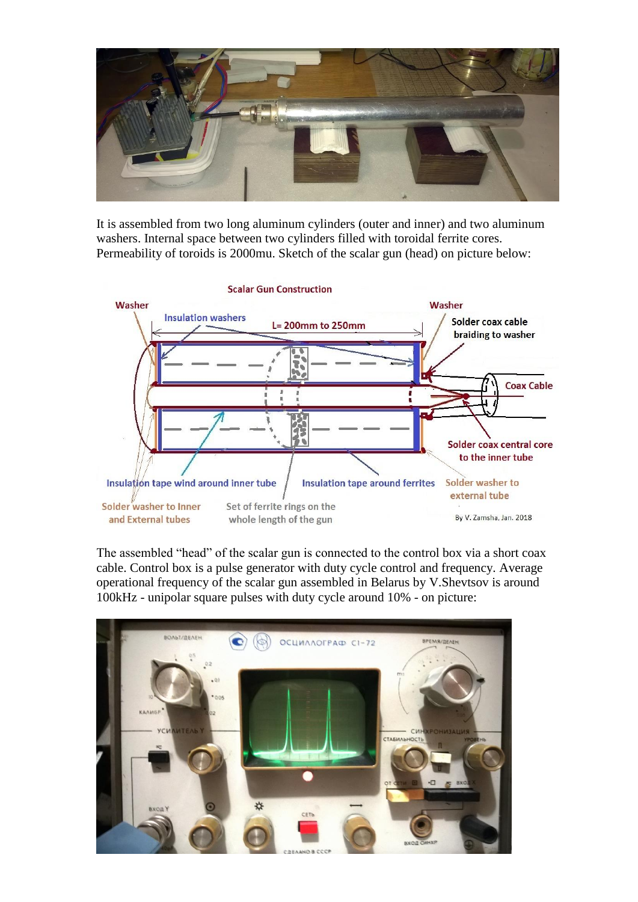It is assembled from two long aluminum cylinders (outer and inner) and two aluminum washers. Internal space between two cylinders filled with toroidal ferrite cores. Permeability of toroids is 2000mu. Sketch of the scalar gun (head) on picture below:

The assembled "head" of the scalar gun is connected to the control box via a short coax cable. Control box is a pulse generator with duty cycle control and frequency. Average operational frequency of the scalar gun assembled in Belarus by V.Shevtsov is around 100kHz - unipolar square pulses with duty cycle around 10% - on picture: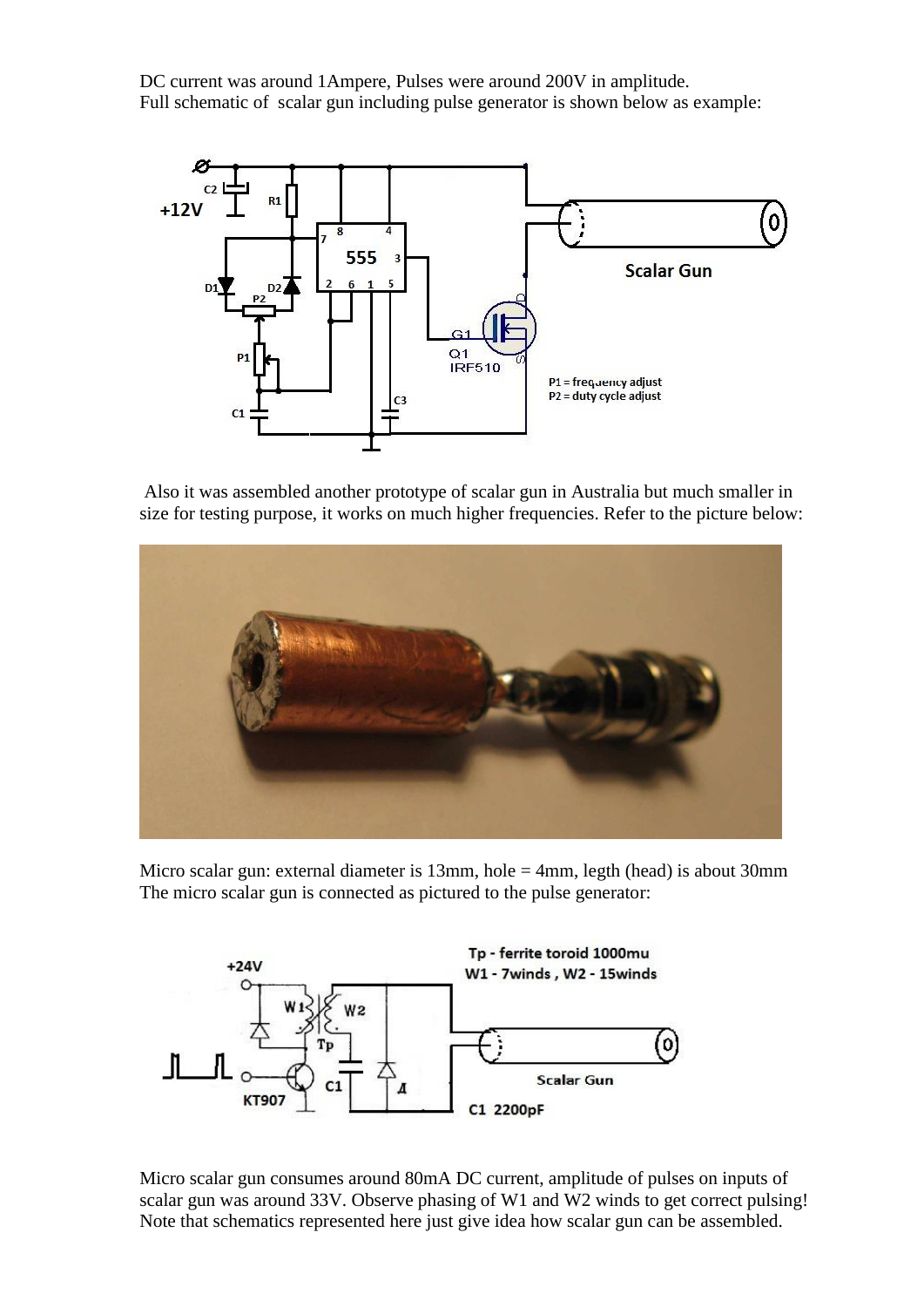DC current was around 1Ampere, Pulses were around 200V in amplitude.
Full schematic of  scalar gun including pulse generator is shown below as example:

Also it was assembled another prototype of scalar gun in Australia but much smaller in size for testing purpose, it works on much higher frequencies. Refer to the picture below:

Micro scalar gun: external diameter is 13mm, hole = 4mm, legth (head) is about 30mm
The micro scalar gun is connected as pictured to the pulse generator:

Micro scalar gun consumes around 80mA DC current, amplitude of pulses on inputs of scalar gun was around 33V. Observe phasing of W1 and W2 winds to get correct pulsing! Note that schematics represented here just give idea how scalar gun can be assembled.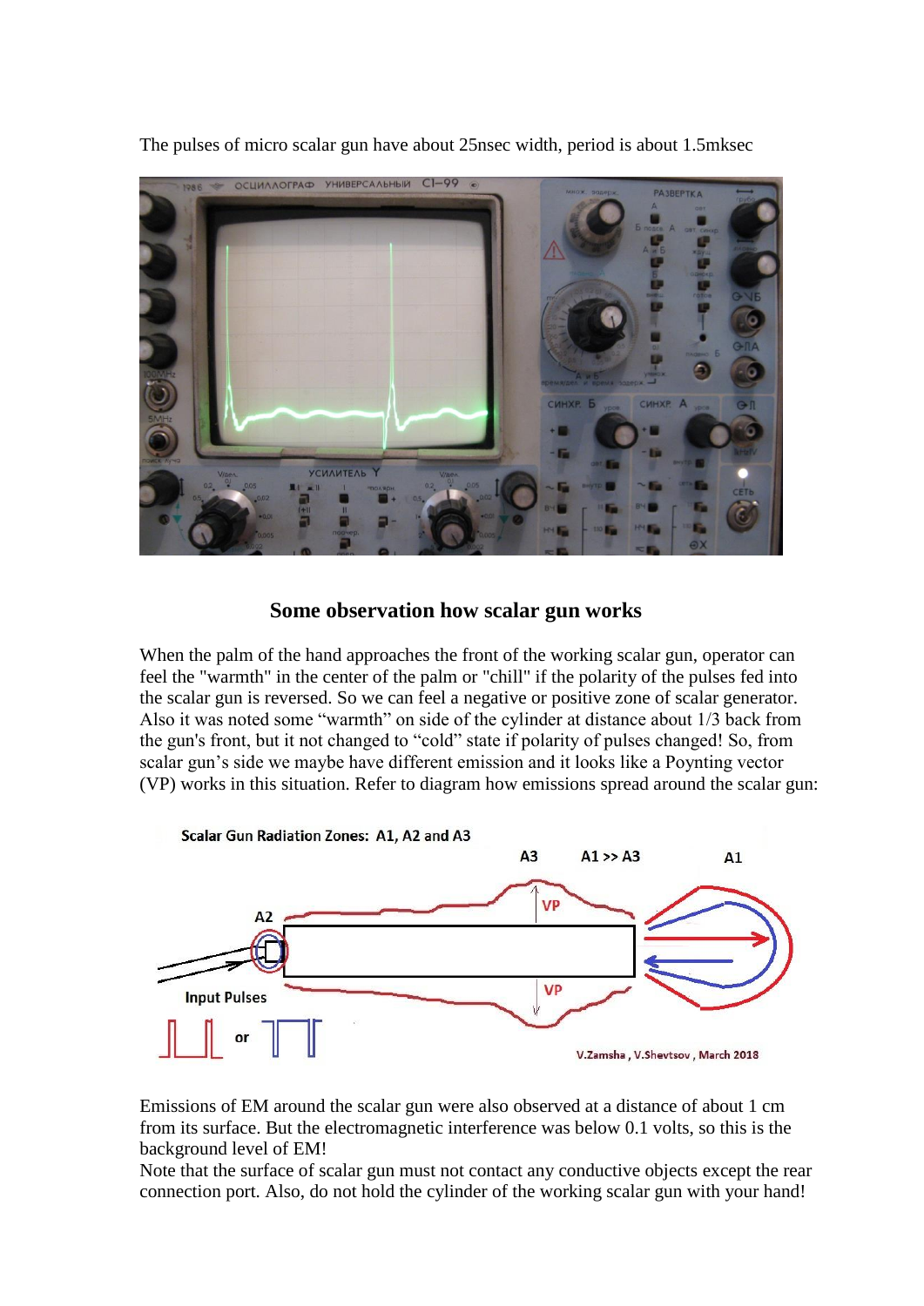The pulses of micro scalar gun have about 25nsec width, period is about 1.5mksec

## Some observation how scalar gun works

When the palm of the hand approaches the front of the working scalar gun, operator can feel the "warmth" in the center of the palm or "chill" if the polarity of the pulses fed into the scalar gun is reversed. So we can feel a negative or positive zone of scalar generator. Also it was noted some "warmth" on side of the cylinder at distance about 1/3 back from the gun's front, but it not changed to "cold" state if polarity of pulses changed! So, from scalar gun's side we maybe have different emission and it looks like a Poynting vector (VP) works in this situation. Refer to diagram how emissions spread around the scalar gun:

Emissions of EM around the scalar gun were also observed at a distance of about 1 cm from its surface. But the electromagnetic interference was below 0.1 volts, so this is the background level of EM!

Note that the surface of scalar gun must not contact any conductive objects except the rear connection port. Also, do not hold the cylinder of the working scalar gun with your hand!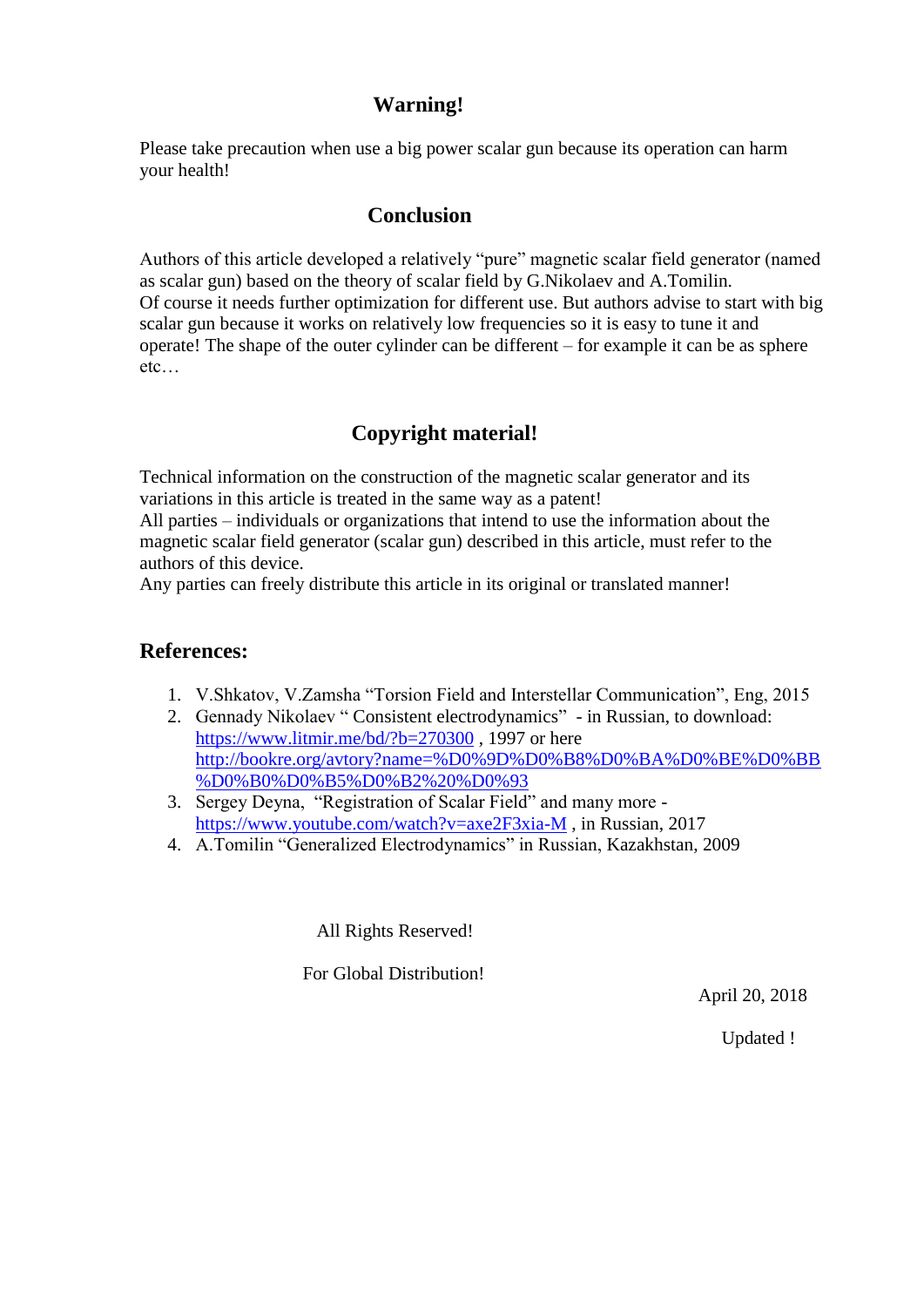## Warning!

Please take precaution when use a big power scalar gun because its operation can harm your health!

## Conclusion

Authors of this article developed a relatively “pure” magnetic scalar field generator (named as scalar gun) based on the theory of scalar field by G.Nikolaev and A.Tomilin.
Of course it needs further optimization for different use. But authors advise to start with big scalar gun because it works on relatively low frequencies so it is easy to tune it and operate! The shape of the outer cylinder can be different – for example it can be as sphere etc…

## Copyright material!

Technical information on the construction of the magnetic scalar generator and its variations in this article is treated in the same way as a patent!
All parties – individuals or organizations that intend to use the information about the magnetic scalar field generator (scalar gun) described in this article, must refer to the authors of this device.
Any parties can freely distribute this article in its original or translated manner!

## References:

1. V.Shkatov, V.Zamsha “Torsion Field and Interstellar Communication”, Eng, 2015
2. Gennady Nikolaev “ Consistent electrodynamics” - in Russian, to download: https://www.litmir.me/bd/?b=270300 , 1997 or here http://bookre.org/avtory?name=%D0%9D%D0%B8%D0%BA%D0%BE%D0%BB%D0%B0%D0%B5%D0%B2%20%D0%93
3. Sergey Deyna, “Registration of Scalar Field” and many more - https://www.youtube.com/watch?v=axe2F3xia-M , in Russian, 2017
4. A.Tomilin “Generalized Electrodynamics” in Russian, Kazakhstan, 2009

All Rights Reserved!

For Global Distribution!

April 20, 2018

Updated !